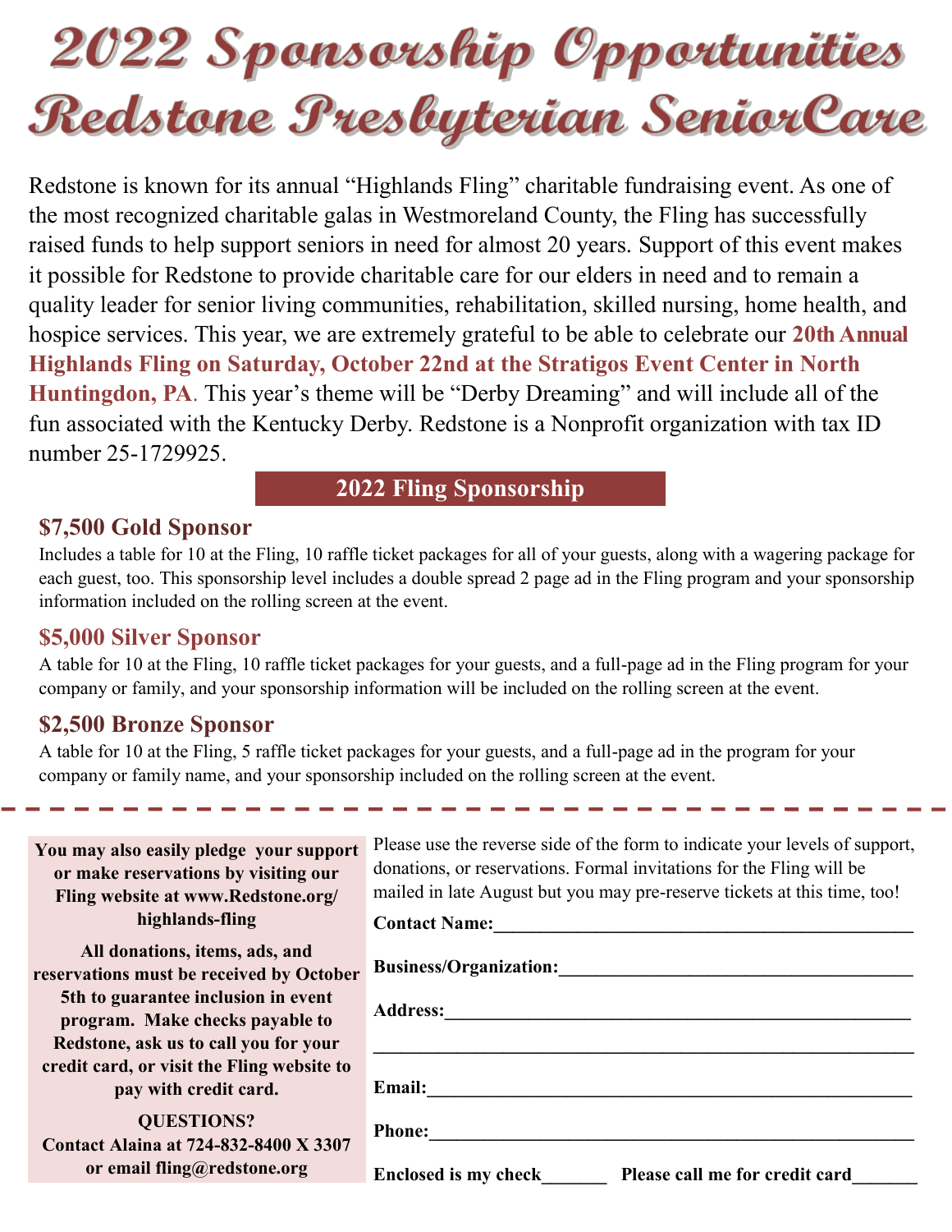# 2022 Sponsorship Opportunities
# Redstone Presbyterian SeniorCare

Redstone is known for its annual "Highlands Fling" charitable fundraising event. As one of the most recognized charitable galas in Westmoreland County, the Fling has successfully raised funds to help support seniors in need for almost 20 years. Support of this event makes it possible for Redstone to provide charitable care for our elders in need and to remain a quality leader for senior living communities, rehabilitation, skilled nursing, home health, and hospice services. This year, we are extremely grateful to be able to celebrate our **20th Annual Highlands Fling on Saturday, October 22nd at the Stratigos Event Center in North Huntingdon, PA**. This year's theme will be "Derby Dreaming" and will include all of the fun associated with the Kentucky Derby. Redstone is a Nonprofit organization with tax ID number 25-1729925.

## 2022 Fling Sponsorship

### $7,500 Gold Sponsor

Includes a table for 10 at the Fling, 10 raffle ticket packages for all of your guests, along with a wagering package for each guest, too. This sponsorship level includes a double spread 2 page ad in the Fling program and your sponsorship information included on the rolling screen at the event.

### $5,000 Silver Sponsor

A table for 10 at the Fling, 10 raffle ticket packages for your guests, and a full-page ad in the Fling program for your company or family, and your sponsorship information will be included on the rolling screen at the event.

### $2,500 Bronze Sponsor

A table for 10 at the Fling, 5 raffle ticket packages for your guests, and a full-page ad in the program for your company or family name, and your sponsorship included on the rolling screen at the event.

---

**You may also easily pledge your support or make reservations by visiting our Fling website at www.Redstone.org/highlands-fling**

**All donations, items, ads, and reservations must be received by October 5th to guarantee inclusion in event program. Make checks payable to Redstone, ask us to call you for your credit card, or visit the Fling website to pay with credit card.**

**QUESTIONS?**
**Contact Alaina at 724-832-8400 X 3307 or email fling@redstone.org**

Please use the reverse side of the form to indicate your levels of support, donations, or reservations. Formal invitations for the Fling will be mailed in late August but you may pre-reserve tickets at this time, too!

**Contact Name:**______________________________________________

**Business/Organization:**______________________________________

**Address:**___________________________________________________

______________________________________________________________

**Email:**_____________________________________________________

**Phone:**_____________________________________________________

**Enclosed is my check**_______ **Please call me for credit card**_______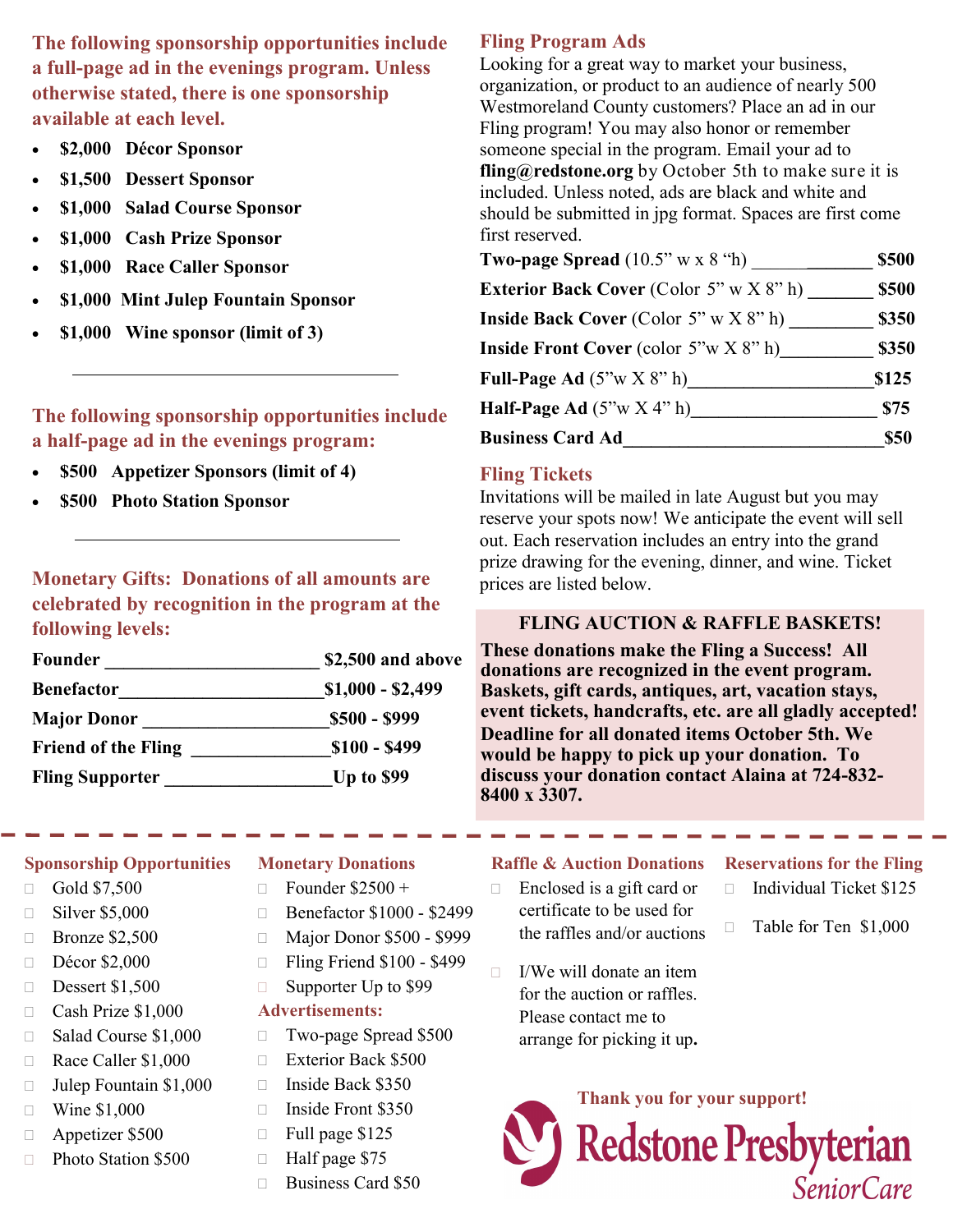### The following sponsorship opportunities include a full-page ad in the evenings program. Unless otherwise stated, there is one sponsorship available at each level.

- **$2,000 Décor Sponsor**
- **$1,500 Dessert Sponsor**
- **$1,000 Salad Course Sponsor**
- **$1,000 Cash Prize Sponsor**
- **$1,000 Race Caller Sponsor**
- **$1,000 Mint Julep Fountain Sponsor**
- **$1,000 Wine sponsor (limit of 3)**

---

### The following sponsorship opportunities include a half-page ad in the evenings program:

- **$500 Appetizer Sponsors (limit of 4)**
- **$500 Photo Station Sponsor**

---

### Monetary Gifts: Donations of all amounts are celebrated by recognition in the program at the following levels:

| | |
|---|---|
| **Founder** | **$2,500 and above** |
| **Benefactor** | **$1,000 - $2,499** |
| **Major Donor** | **$500 - $999** |
| **Friend of the Fling** | **$100 - $499** |
| **Fling Supporter** | **Up to $99** |

## Fling Program Ads

Looking for a great way to market your business, organization, or product to an audience of nearly 500 Westmoreland County customers? Place an ad in our Fling program! You may also honor or remember someone special in the program. Email your ad to **fling@redstone.org** by October 5th to make sure it is included. Unless noted, ads are black and white and should be submitted in jpg format. Spaces are first come first reserved.

| | |
|---|---|
| **Two-page Spread** (10.5" w x 8 "h) | **$500** |
| **Exterior Back Cover** (Color 5" w X 8" h) | **$500** |
| **Inside Back Cover** (Color 5" w X 8" h) | **$350** |
| **Inside Front Cover** (color 5"w X 8" h) | **$350** |
| **Full-Page Ad** (5"w X 8" h) | **$125** |
| **Half-Page Ad** (5"w X 4" h) | **$75** |
| **Business Card Ad** | **$50** |

## Fling Tickets

Invitations will be mailed in late August but you may reserve your spots now! We anticipate the event will sell out. Each reservation includes an entry into the grand prize drawing for the evening, dinner, and wine. Ticket prices are listed below.

### FLING AUCTION & RAFFLE BASKETS!

**These donations make the Fling a Success! All donations are recognized in the event program. Baskets, gift cards, antiques, art, vacation stays, event tickets, handcrafts, etc. are all gladly accepted! Deadline for all donated items October 5th. We would be happy to pick up your donation. To discuss your donation contact Alaina at 724-832-8400 x 3307.**

---

### Sponsorship Opportunities

- ☐ Gold $7,500
- ☐ Silver $5,000
- ☐ Bronze $2,500
- ☐ Décor $2,000
- ☐ Dessert $1,500
- ☐ Cash Prize $1,000
- ☐ Salad Course $1,000
- ☐ Race Caller $1,000
- ☐ Julep Fountain $1,000
- ☐ Wine $1,000
- ☐ Appetizer $500
- ☐ Photo Station $500

### Monetary Donations

- ☐ Founder $2500 +
- ☐ Benefactor $1000 - $2499
- ☐ Major Donor $500 - $999
- ☐ Fling Friend $100 - $499
- ☐ Supporter Up to $99

### Advertisements:

- ☐ Two-page Spread $500
- ☐ Exterior Back $500
- ☐ Inside Back $350
- ☐ Inside Front $350
- ☐ Full page $125
- ☐ Half page $75
- ☐ Business Card $50

### Raffle & Auction Donations

- ☐ Enclosed is a gift card or certificate to be used for the raffles and/or auctions
- ☐ I/We will donate an item for the auction or raffles. Please contact me to arrange for picking it up.

### Reservations for the Fling

- ☐ Individual Ticket $125
- ☐ Table for Ten $1,000

**Thank you for your support!**

Redstone Presbyterian SeniorCare